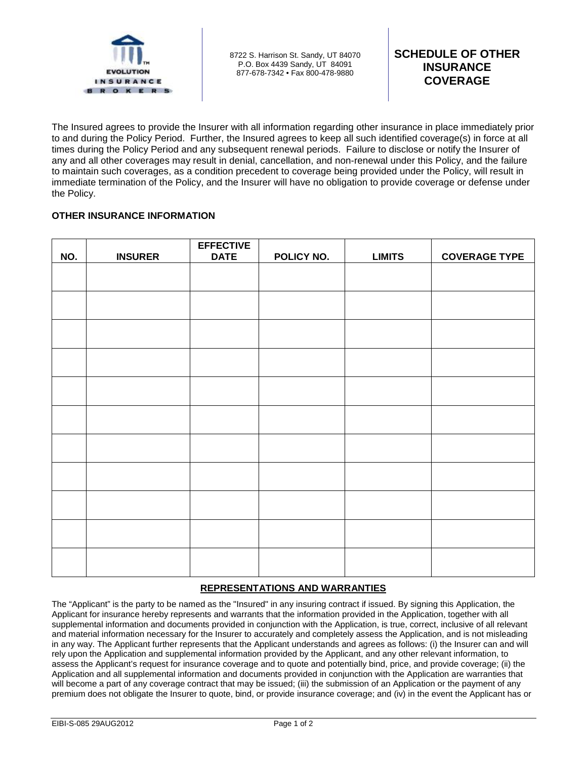EVOLUTION INSURANCE BROKERS

8722 S. Harrison St. Sandy, UT 84070
P.O. Box 4439 Sandy, UT 84091
877-678-7342 • Fax 800-478-9880

# SCHEDULE OF OTHER INSURANCE COVERAGE

The Insured agrees to provide the Insurer with all information regarding other insurance in place immediately prior to and during the Policy Period. Further, the Insured agrees to keep all such identified coverage(s) in force at all times during the Policy Period and any subsequent renewal periods. Failure to disclose or notify the Insurer of any and all other coverages may result in denial, cancellation, and non-renewal under this Policy, and the failure to maintain such coverages, as a condition precedent to coverage being provided under the Policy, will result in immediate termination of the Policy, and the Insurer will have no obligation to provide coverage or defense under the Policy.

**OTHER INSURANCE INFORMATION**

| NO. | INSURER | EFFECTIVE DATE | POLICY NO. | LIMITS | COVERAGE TYPE |
|---|---|---|---|---|---|
| | | | | | |
| | | | | | |
| | | | | | |
| | | | | | |
| | | | | | |
| | | | | | |
| | | | | | |
| | | | | | |
| | | | | | |
| | | | | | |
| | | | | | |

## REPRESENTATIONS AND WARRANTIES

The "Applicant" is the party to be named as the "Insured" in any insuring contract if issued. By signing this Application, the Applicant for insurance hereby represents and warrants that the information provided in the Application, together with all supplemental information and documents provided in conjunction with the Application, is true, correct, inclusive of all relevant and material information necessary for the Insurer to accurately and completely assess the Application, and is not misleading in any way. The Applicant further represents that the Applicant understands and agrees as follows: (i) the Insurer can and will rely upon the Application and supplemental information provided by the Applicant, and any other relevant information, to assess the Applicant's request for insurance coverage and to quote and potentially bind, price, and provide coverage; (ii) the Application and all supplemental information and documents provided in conjunction with the Application are warranties that will become a part of any coverage contract that may be issued; (iii) the submission of an Application or the payment of any premium does not obligate the Insurer to quote, bind, or provide insurance coverage; and (iv) in the event the Applicant has or

EIBI-S-085 29AUG2012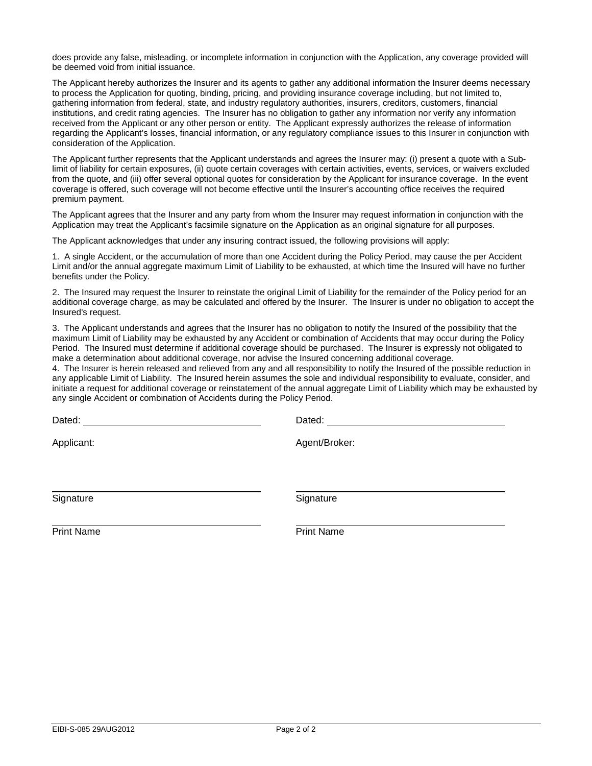does provide any false, misleading, or incomplete information in conjunction with the Application, any coverage provided will be deemed void from initial issuance.

The Applicant hereby authorizes the Insurer and its agents to gather any additional information the Insurer deems necessary to process the Application for quoting, binding, pricing, and providing insurance coverage including, but not limited to, gathering information from federal, state, and industry regulatory authorities, insurers, creditors, customers, financial institutions, and credit rating agencies. The Insurer has no obligation to gather any information nor verify any information received from the Applicant or any other person or entity. The Applicant expressly authorizes the release of information regarding the Applicant's losses, financial information, or any regulatory compliance issues to this Insurer in conjunction with consideration of the Application.

The Applicant further represents that the Applicant understands and agrees the Insurer may: (i) present a quote with a Sub-limit of liability for certain exposures, (ii) quote certain coverages with certain activities, events, services, or waivers excluded from the quote, and (iii) offer several optional quotes for consideration by the Applicant for insurance coverage. In the event coverage is offered, such coverage will not become effective until the Insurer's accounting office receives the required premium payment.

The Applicant agrees that the Insurer and any party from whom the Insurer may request information in conjunction with the Application may treat the Applicant's facsimile signature on the Application as an original signature for all purposes.

The Applicant acknowledges that under any insuring contract issued, the following provisions will apply:

1. A single Accident, or the accumulation of more than one Accident during the Policy Period, may cause the per Accident Limit and/or the annual aggregate maximum Limit of Liability to be exhausted, at which time the Insured will have no further benefits under the Policy.

2. The Insured may request the Insurer to reinstate the original Limit of Liability for the remainder of the Policy period for an additional coverage charge, as may be calculated and offered by the Insurer. The Insurer is under no obligation to accept the Insured's request.

3. The Applicant understands and agrees that the Insurer has no obligation to notify the Insured of the possibility that the maximum Limit of Liability may be exhausted by any Accident or combination of Accidents that may occur during the Policy Period. The Insured must determine if additional coverage should be purchased. The Insurer is expressly not obligated to make a determination about additional coverage, nor advise the Insured concerning additional coverage.

4. The Insurer is herein released and relieved from any and all responsibility to notify the Insured of the possible reduction in any applicable Limit of Liability. The Insured herein assumes the sole and individual responsibility to evaluate, consider, and initiate a request for additional coverage or reinstatement of the annual aggregate Limit of Liability which may be exhausted by any single Accident or combination of Accidents during the Policy Period.

Dated: ______________________________

Applicant:

______________________________
Signature

______________________________
Print Name

Dated: ______________________________

Agent/Broker:

______________________________
Signature

______________________________
Print Name

EIBI-S-085 29AUG2012